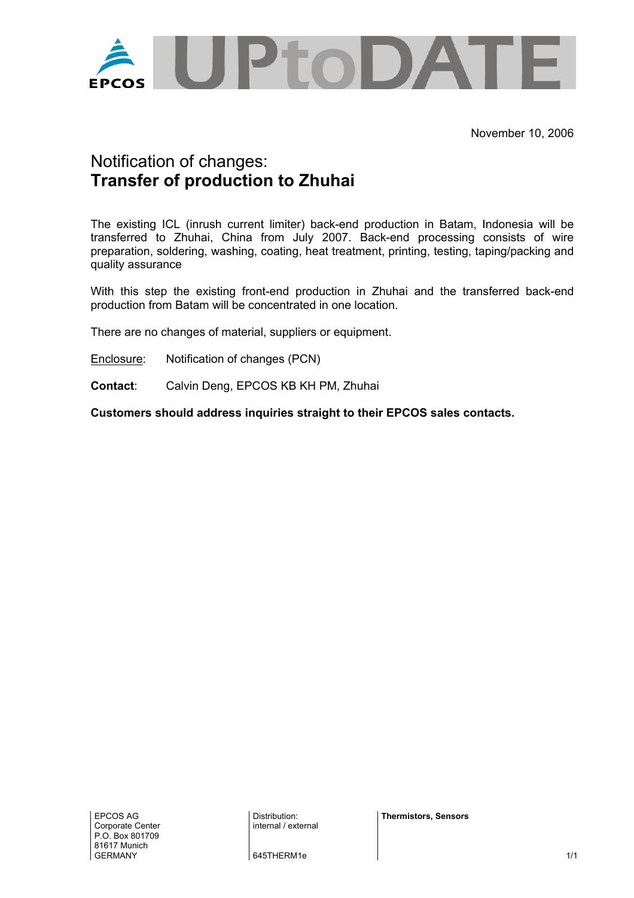EPCOS UPtoDATE

November 10, 2006

# Notification of changes:
# **Transfer of production to Zhuhai**

The existing ICL (inrush current limiter) back-end production in Batam, Indonesia will be transferred to Zhuhai, China from July 2007. Back-end processing consists of wire preparation, soldering, washing, coating, heat treatment, printing, testing, taping/packing and quality assurance

With this step the existing front-end production in Zhuhai and the transferred back-end production from Batam will be concentrated in one location.

There are no changes of material, suppliers or equipment.

Enclosure: Notification of changes (PCN)

**Contact**: Calvin Deng, EPCOS KB KH PM, Zhuhai

**Customers should address inquiries straight to their EPCOS sales contacts.**

EPCOS AG
Corporate Center
P.O. Box 801709
81617 Munich
GERMANY

Distribution:
internal / external

645THERM1e

**Thermistors, Sensors**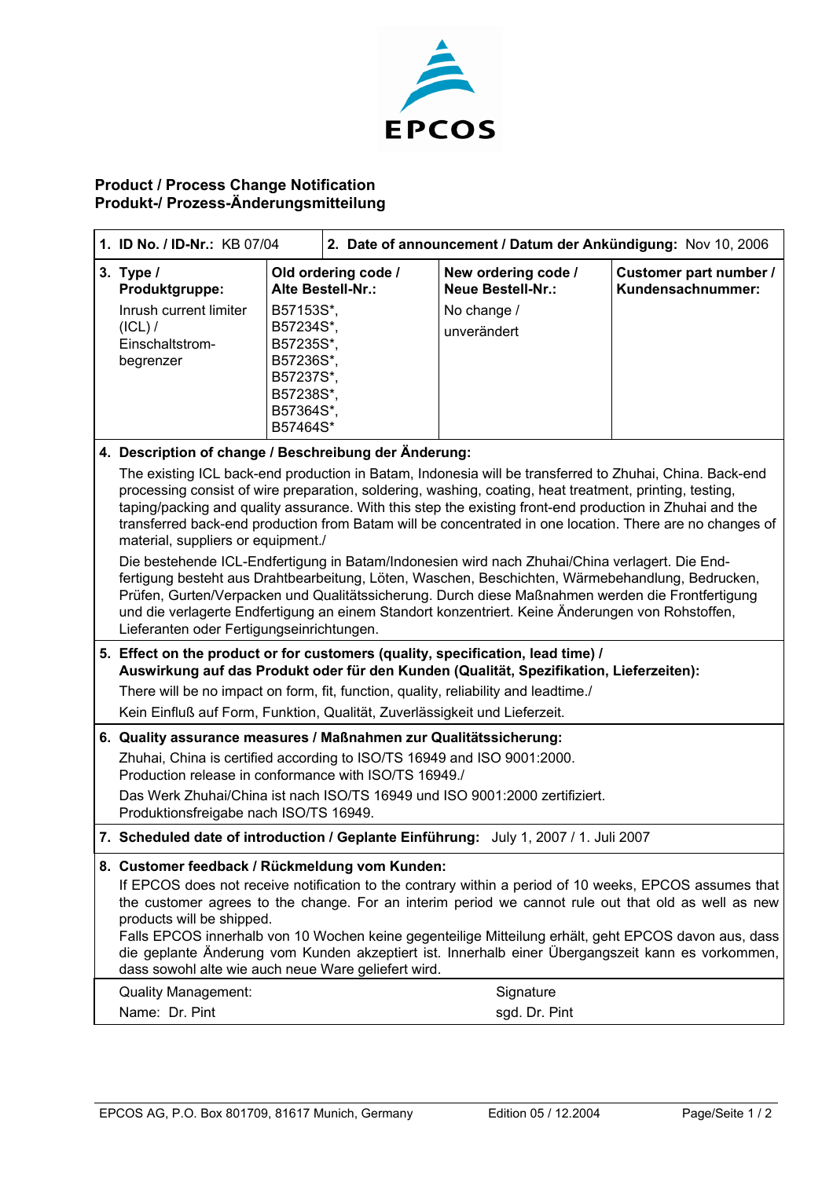EPCOS

## Product / Process Change Notification
## Produkt-/ Prozess-Änderungsmitteilung

| **1. ID No. / ID-Nr.:** KB 07/04 | **2. Date of announcement / Datum der Ankündigung:** Nov 10, 2006 | | |
|---|---|---|---|
| **3. Type / Produktgruppe:** Inrush current limiter (ICL) / Einschaltstrom-begrenzer | **Old ordering code / Alte Bestell-Nr.:** B57153S*, B57234S*, B57235S*, B57236S*, B57237S*, B57238S*, B57364S*, B57464S* | **New ordering code / Neue Bestell-Nr.:** No change / unverändert | **Customer part number / Kundensachnummer:** |

**4. Description of change / Beschreibung der Änderung:**

The existing ICL back-end production in Batam, Indonesia will be transferred to Zhuhai, China. Back-end processing consist of wire preparation, soldering, washing, coating, heat treatment, printing, testing, taping/packing and quality assurance. With this step the existing front-end production in Zhuhai and the transferred back-end production from Batam will be concentrated in one location. There are no changes of material, suppliers or equipment./

Die bestehende ICL-Endfertigung in Batam/Indonesien wird nach Zhuhai/China verlagert. Die End-fertigung besteht aus Drahtbearbeitung, Löten, Waschen, Beschichten, Wärmebehandlung, Bedrucken, Prüfen, Gurten/Verpacken und Qualitätssicherung. Durch diese Maßnahmen werden die Frontfertigung und die verlagerte Endfertigung an einem Standort konzentriert. Keine Änderungen von Rohstoffen, Lieferanten oder Fertigungseinrichtungen.

**5. Effect on the product or for customers (quality, specification, lead time) / Auswirkung auf das Produkt oder für den Kunden (Qualität, Spezifikation, Lieferzeiten):**

There will be no impact on form, fit, function, quality, reliability and leadtime./

Kein Einfluß auf Form, Funktion, Qualität, Zuverlässigkeit und Lieferzeit.

**6. Quality assurance measures / Maßnahmen zur Qualitätssicherung:**

Zhuhai, China is certified according to ISO/TS 16949 and ISO 9001:2000.
Production release in conformance with ISO/TS 16949./

Das Werk Zhuhai/China ist nach ISO/TS 16949 und ISO 9001:2000 zertifiziert.
Produktionsfreigabe nach ISO/TS 16949.

**7. Scheduled date of introduction / Geplante Einführung:** July 1, 2007 / 1. Juli 2007

**8. Customer feedback / Rückmeldung vom Kunden:**

If EPCOS does not receive notification to the contrary within a period of 10 weeks, EPCOS assumes that the customer agrees to the change. For an interim period we cannot rule out that old as well as new products will be shipped.
Falls EPCOS innerhalb von 10 Wochen keine gegenteilige Mitteilung erhält, geht EPCOS davon aus, dass die geplante Änderung vom Kunden akzeptiert ist. Innerhalb einer Übergangszeit kann es vorkommen, dass sowohl alte wie auch neue Ware geliefert wird.

| Quality Management: | Signature |
|---|---|
| Name: Dr. Pint | sgd. Dr. Pint |

EPCOS AG, P.O. Box 801709, 81617 Munich, Germany — Edition 05 / 12.2004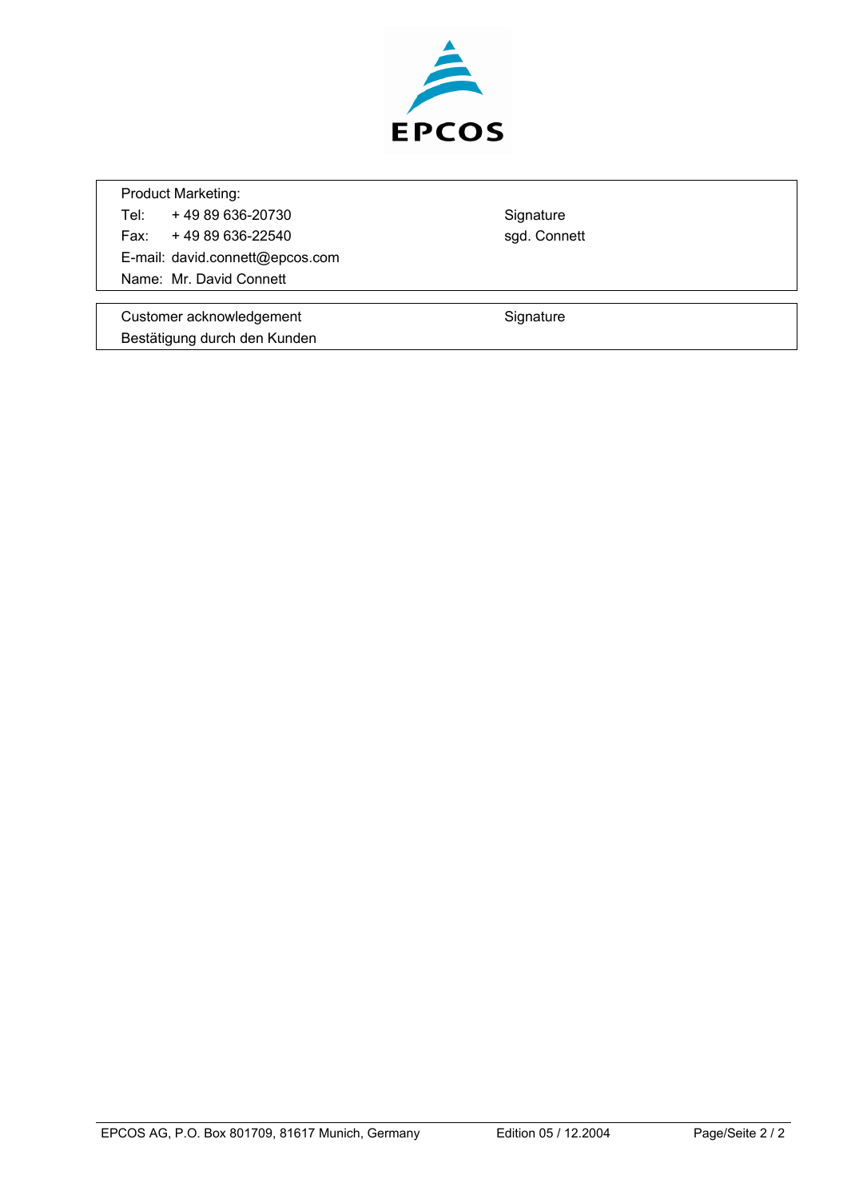EPCOS

| | |
|---|---|
| Product Marketing: | |
| Tel: + 49 89 636-20730 | Signature |
| Fax: + 49 89 636-22540 | sgd. Connett |
| E-mail: david.connett@epcos.com | |
| Name: Mr. David Connett | |

| | |
|---|---|
| Customer acknowledgement | Signature |
| Bestätigung durch den Kunden | |

EPCOS AG, P.O. Box 801709, 81617 Munich, Germany    Edition 05 / 12.2004